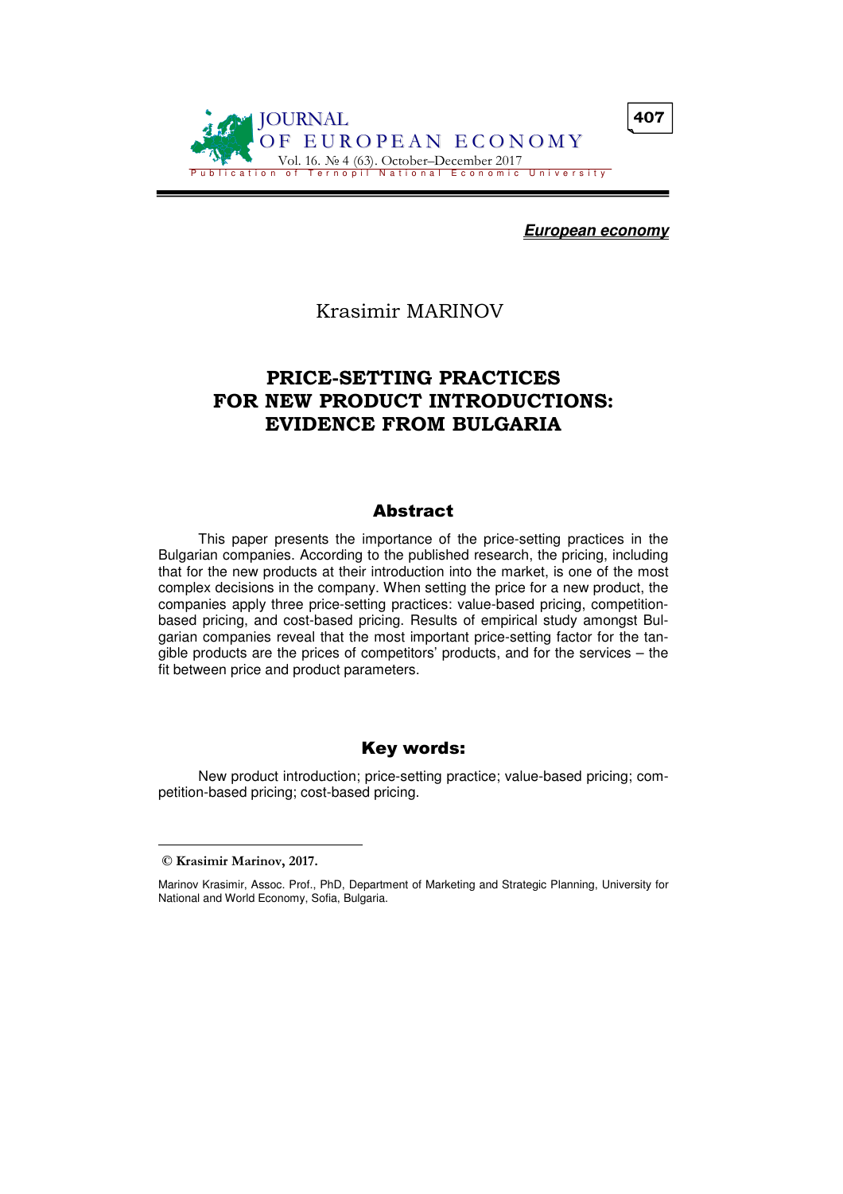*European economy*

Krasimir MARINOV

# PRICE-SETTING PRACTICES FOR NEW PRODUCT INTRODUCTIONS: EVIDENCE FROM BULGARIA

## Abstract

This paper presents the importance of the price-setting practices in the Bulgarian companies. According to the published research, the pricing, including that for the new products at their introduction into the market, is one of the most complex decisions in the company. When setting the price for a new product, the companies apply three price-setting practices: value-based pricing, competition-based pricing, and cost-based pricing. Results of empirical study amongst Bulgarian companies reveal that the most important price-setting factor for the tangible products are the prices of competitors' products, and for the services – the fit between price and product parameters.

## Key words:

New product introduction; price-setting practice; value-based pricing; competition-based pricing; cost-based pricing.

---

**© Krasimir Marinov, 2017.**

Marinov Krasimir, Assoc. Prof., PhD, Department of Marketing and Strategic Planning, University for National and World Economy, Sofia, Bulgaria.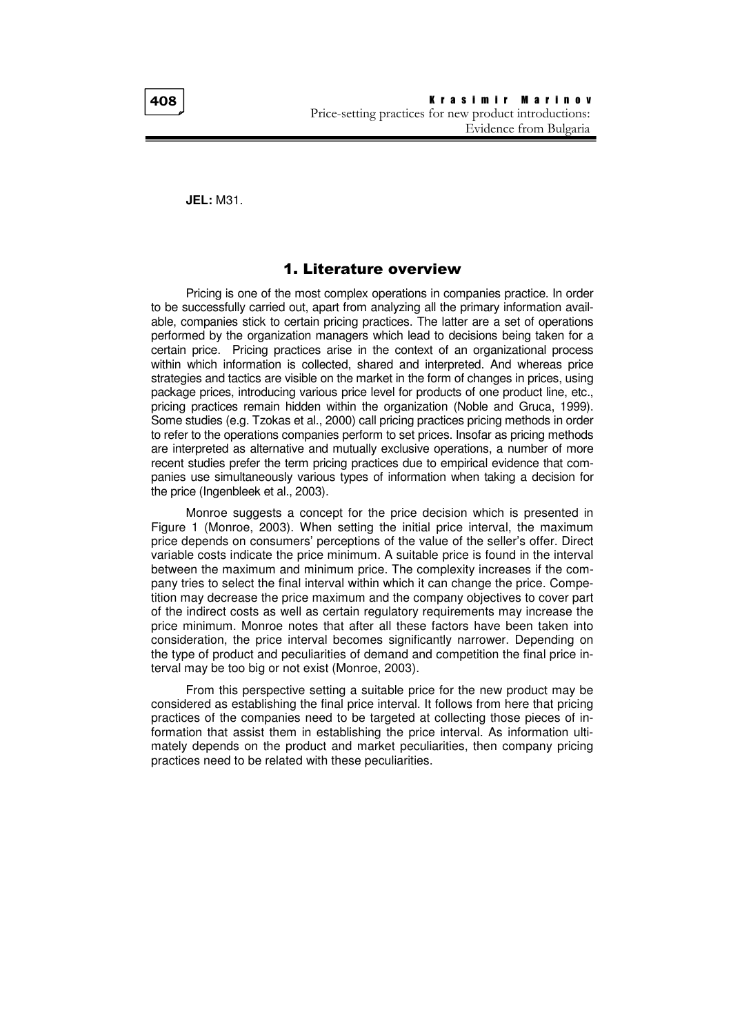**JEL:** M31.

## 1. Literature overview

Pricing is one of the most complex operations in companies practice. In order to be successfully carried out, apart from analyzing all the primary information available, companies stick to certain pricing practices. The latter are a set of operations performed by the organization managers which lead to decisions being taken for a certain price. Pricing practices arise in the context of an organizational process within which information is collected, shared and interpreted. And whereas price strategies and tactics are visible on the market in the form of changes in prices, using package prices, introducing various price level for products of one product line, etc., pricing practices remain hidden within the organization (Noble and Gruca, 1999). Some studies (e.g. Tzokas et al., 2000) call pricing practices pricing methods in order to refer to the operations companies perform to set prices. Insofar as pricing methods are interpreted as alternative and mutually exclusive operations, a number of more recent studies prefer the term pricing practices due to empirical evidence that companies use simultaneously various types of information when taking a decision for the price (Ingenbleek et al., 2003).

Monroe suggests a concept for the price decision which is presented in Figure 1 (Monroe, 2003). When setting the initial price interval, the maximum price depends on consumers' perceptions of the value of the seller's offer. Direct variable costs indicate the price minimum. A suitable price is found in the interval between the maximum and minimum price. The complexity increases if the company tries to select the final interval within which it can change the price. Competition may decrease the price maximum and the company objectives to cover part of the indirect costs as well as certain regulatory requirements may increase the price minimum. Monroe notes that after all these factors have been taken into consideration, the price interval becomes significantly narrower. Depending on the type of product and peculiarities of demand and competition the final price interval may be too big or not exist (Monroe, 2003).

From this perspective setting a suitable price for the new product may be considered as establishing the final price interval. It follows from here that pricing practices of the companies need to be targeted at collecting those pieces of information that assist them in establishing the price interval. As information ultimately depends on the product and market peculiarities, then company pricing practices need to be related with these peculiarities.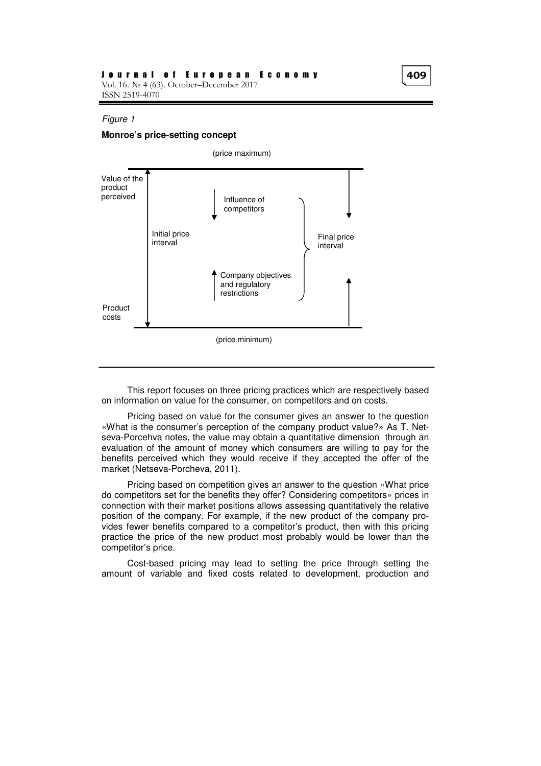*Figure 1*

**Monroe's price-setting concept**

(price maximum)

Value of the product perceived

Influence of competitors

Initial price interval

Final price interval

Company objectives and regulatory restrictions

Product costs

(price minimum)

This report focuses on three pricing practices which are respectively based on information on value for the consumer, on competitors and on costs.

Pricing based on value for the consumer gives an answer to the question «What is the consumer's perception of the company product value?» As T. Netseva-Porcehva notes, the value may obtain a quantitative dimension through an evaluation of the amount of money which consumers are willing to pay for the benefits perceived which they would receive if they accepted the offer of the market (Netseva-Porcheva, 2011).

Pricing based on competition gives an answer to the question «What price do competitors set for the benefits they offer? Considering competitors» prices in connection with their market positions allows assessing quantitatively the relative position of the company. For example, if the new product of the company provides fewer benefits compared to a competitor's product, then with this pricing practice the price of the new product most probably would be lower than the competitor's price.

Cost-based pricing may lead to setting the price through setting the amount of variable and fixed costs related to development, production and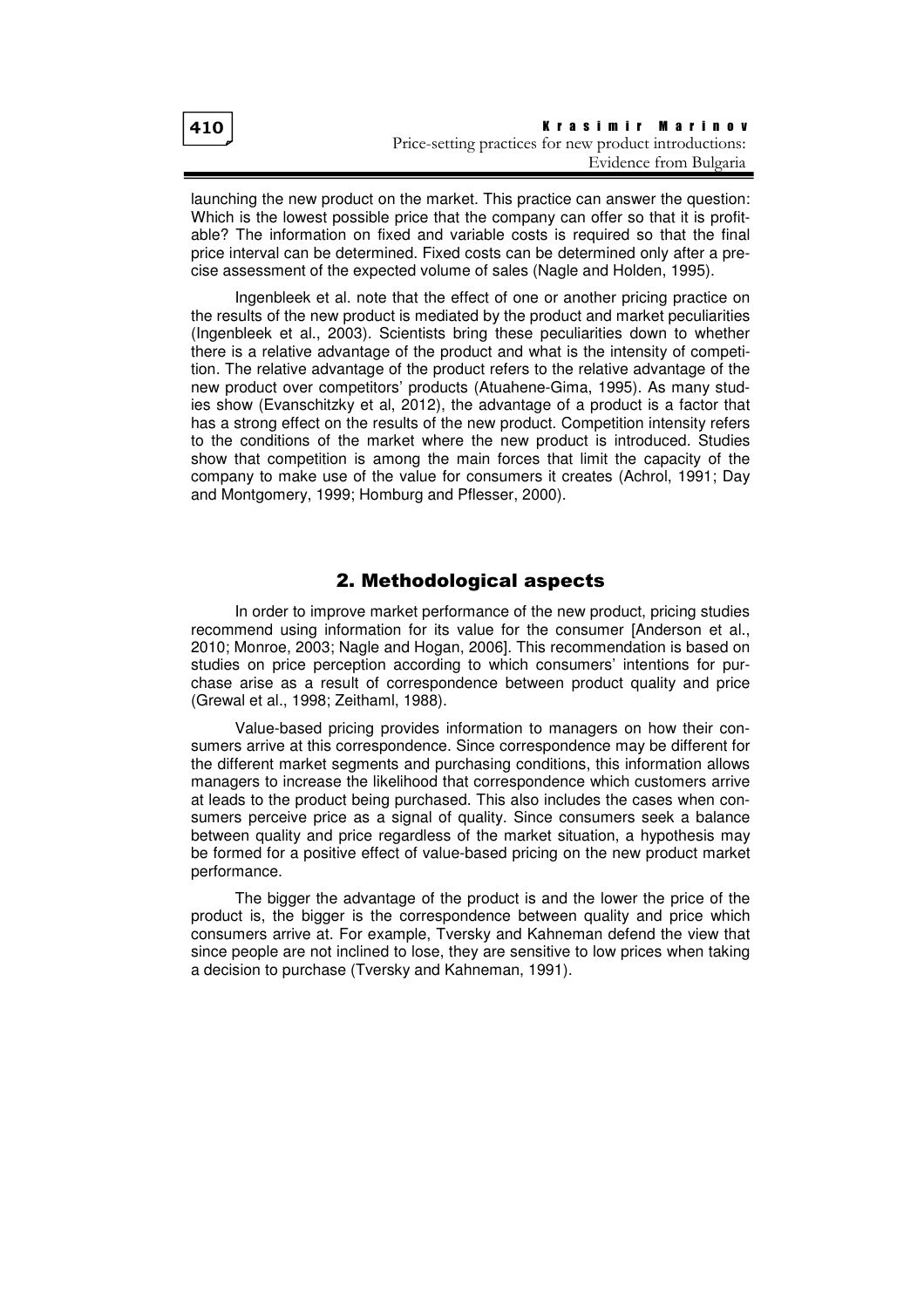launching the new product on the market. This practice can answer the question: Which is the lowest possible price that the company can offer so that it is profitable? The information on fixed and variable costs is required so that the final price interval can be determined. Fixed costs can be determined only after a precise assessment of the expected volume of sales (Nagle and Holden, 1995).

Ingenbleek et al. note that the effect of one or another pricing practice on the results of the new product is mediated by the product and market peculiarities (Ingenbleek et al., 2003). Scientists bring these peculiarities down to whether there is a relative advantage of the product and what is the intensity of competition. The relative advantage of the product refers to the relative advantage of the new product over competitors' products (Atuahene-Gima, 1995). As many studies show (Evanschitzky et al, 2012), the advantage of a product is a factor that has a strong effect on the results of the new product. Competition intensity refers to the conditions of the market where the new product is introduced. Studies show that competition is among the main forces that limit the capacity of the company to make use of the value for consumers it creates (Achrol, 1991; Day and Montgomery, 1999; Homburg and Pflesser, 2000).

## 2. Methodological aspects

In order to improve market performance of the new product, pricing studies recommend using information for its value for the consumer [Anderson et al., 2010; Monroe, 2003; Nagle and Hogan, 2006]. This recommendation is based on studies on price perception according to which consumers' intentions for purchase arise as a result of correspondence between product quality and price (Grewal et al., 1998; Zeithaml, 1988).

Value-based pricing provides information to managers on how their consumers arrive at this correspondence. Since correspondence may be different for the different market segments and purchasing conditions, this information allows managers to increase the likelihood that correspondence which customers arrive at leads to the product being purchased. This also includes the cases when consumers perceive price as a signal of quality. Since consumers seek a balance between quality and price regardless of the market situation, a hypothesis may be formed for a positive effect of value-based pricing on the new product market performance.

The bigger the advantage of the product is and the lower the price of the product is, the bigger is the correspondence between quality and price which consumers arrive at. For example, Tversky and Kahneman defend the view that since people are not inclined to lose, they are sensitive to low prices when taking a decision to purchase (Tversky and Kahneman, 1991).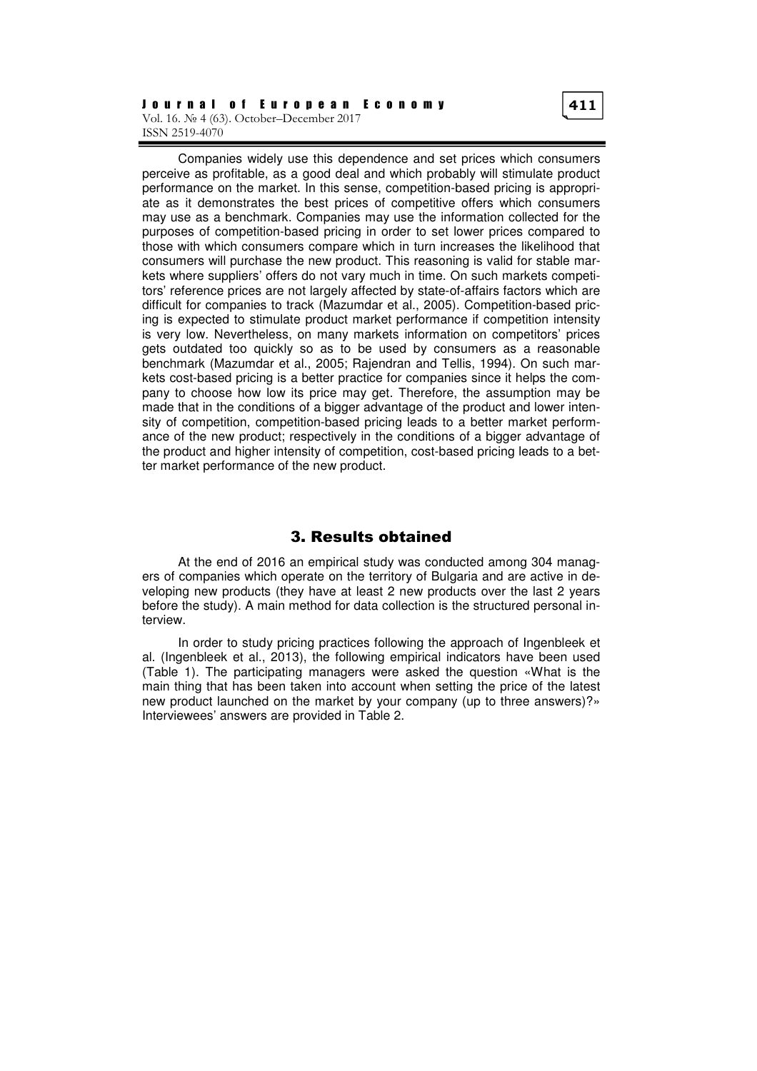Companies widely use this dependence and set prices which consumers perceive as profitable, as a good deal and which probably will stimulate product performance on the market. In this sense, competition-based pricing is appropriate as it demonstrates the best prices of competitive offers which consumers may use as a benchmark. Companies may use the information collected for the purposes of competition-based pricing in order to set lower prices compared to those with which consumers compare which in turn increases the likelihood that consumers will purchase the new product. This reasoning is valid for stable markets where suppliers' offers do not vary much in time. On such markets competitors' reference prices are not largely affected by state-of-affairs factors which are difficult for companies to track (Mazumdar et al., 2005). Competition-based pricing is expected to stimulate product market performance if competition intensity is very low. Nevertheless, on many markets information on competitors' prices gets outdated too quickly so as to be used by consumers as a reasonable benchmark (Mazumdar et al., 2005; Rajendran and Tellis, 1994). On such markets cost-based pricing is a better practice for companies since it helps the company to choose how low its price may get. Therefore, the assumption may be made that in the conditions of a bigger advantage of the product and lower intensity of competition, competition-based pricing leads to a better market performance of the new product; respectively in the conditions of a bigger advantage of the product and higher intensity of competition, cost-based pricing leads to a better market performance of the new product.

## 3. Results obtained

At the end of 2016 an empirical study was conducted among 304 managers of companies which operate on the territory of Bulgaria and are active in developing new products (they have at least 2 new products over the last 2 years before the study). A main method for data collection is the structured personal interview.

In order to study pricing practices following the approach of Ingenbleek et al. (Ingenbleek et al., 2013), the following empirical indicators have been used (Table 1). The participating managers were asked the question «What is the main thing that has been taken into account when setting the price of the latest new product launched on the market by your company (up to three answers)?» Interviewees' answers are provided in Table 2.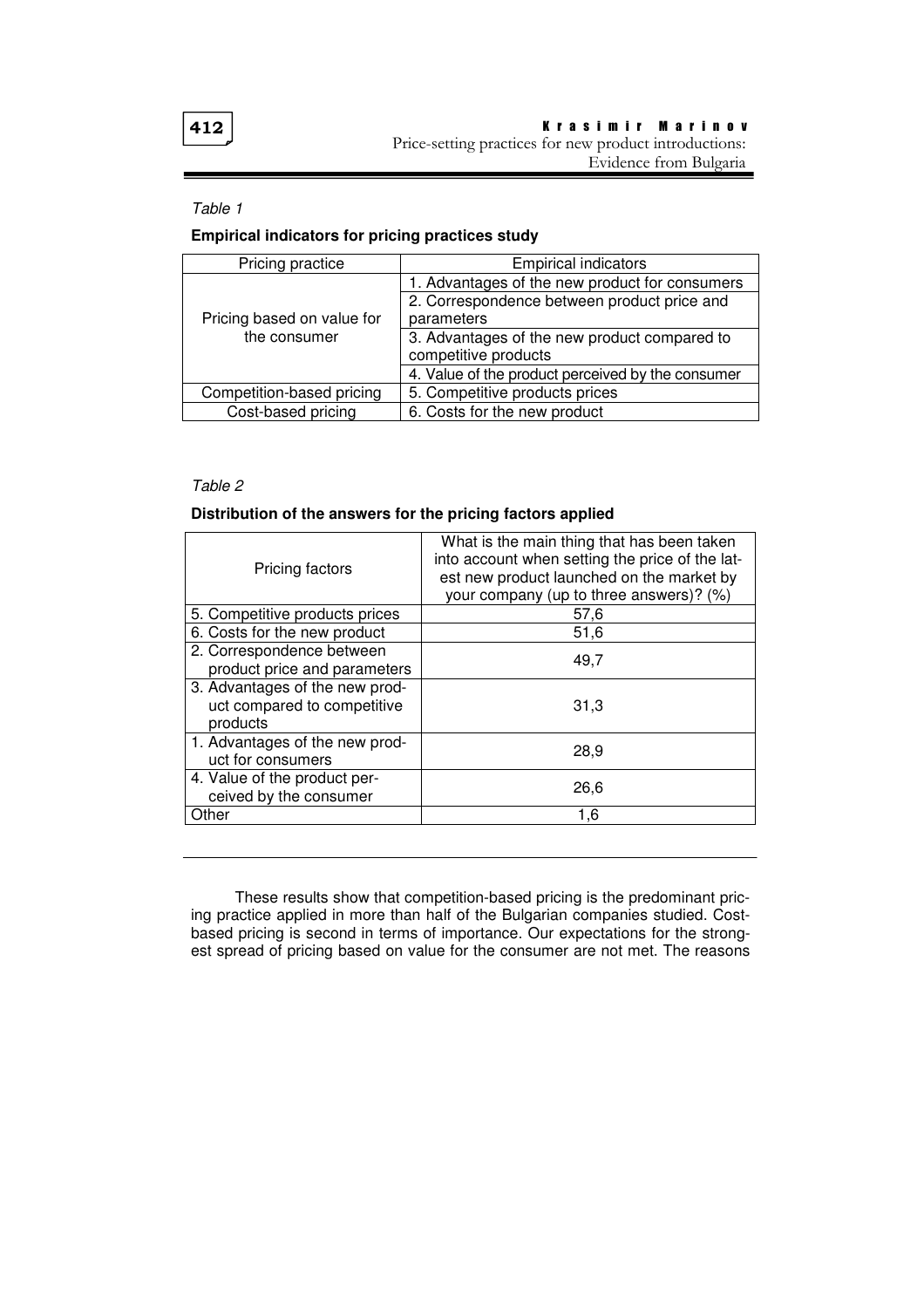*Table 1*

**Empirical indicators for pricing practices study**

| Pricing practice | Empirical indicators |
|---|---|
| Pricing based on value for the consumer | 1. Advantages of the new product for consumers |
| | 2. Correspondence between product price and parameters |
| | 3. Advantages of the new product compared to competitive products |
| | 4. Value of the product perceived by the consumer |
| Competition-based pricing | 5. Competitive products prices |
| Cost-based pricing | 6. Costs for the new product |

*Table 2*

**Distribution of the answers for the pricing factors applied**

| Pricing factors | What is the main thing that has been taken into account when setting the price of the latest new product launched on the market by your company (up to three answers)? (%) |
|---|---|
| 5. Competitive products prices | 57,6 |
| 6. Costs for the new product | 51,6 |
| 2. Correspondence between product price and parameters | 49,7 |
| 3. Advantages of the new product compared to competitive products | 31,3 |
| 1. Advantages of the new product for consumers | 28,9 |
| 4. Value of the product perceived by the consumer | 26,6 |
| Other | 1,6 |

These results show that competition-based pricing is the predominant pricing practice applied in more than half of the Bulgarian companies studied. Cost-based pricing is second in terms of importance. Our expectations for the strongest spread of pricing based on value for the consumer are not met. The reasons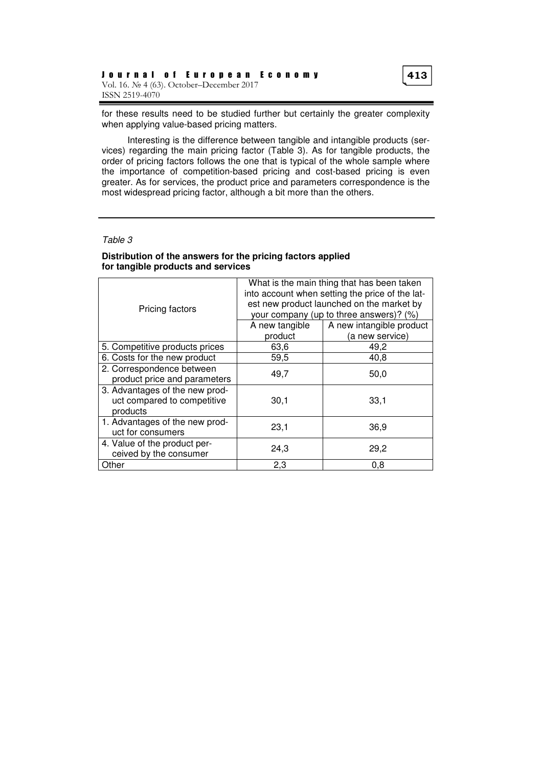for these results need to be studied further but certainly the greater complexity when applying value-based pricing matters.

Interesting is the difference between tangible and intangible products (services) regarding the main pricing factor (Table 3). As for tangible products, the order of pricing factors follows the one that is typical of the whole sample where the importance of competition-based pricing and cost-based pricing is even greater. As for services, the product price and parameters correspondence is the most widespread pricing factor, although a bit more than the others.

*Table 3*

**Distribution of the answers for the pricing factors applied for tangible products and services**

| Pricing factors | What is the main thing that has been taken into account when setting the price of the latest new product launched on the market by your company (up to three answers)? (%) | |
|---|---|---|
| | A new tangible product | A new intangible product (a new service) |
| 5. Competitive products prices | 63,6 | 49,2 |
| 6. Costs for the new product | 59,5 | 40,8 |
| 2. Correspondence between product price and parameters | 49,7 | 50,0 |
| 3. Advantages of the new product compared to competitive products | 30,1 | 33,1 |
| 1. Advantages of the new product for consumers | 23,1 | 36,9 |
| 4. Value of the product perceived by the consumer | 24,3 | 29,2 |
| Other | 2,3 | 0,8 |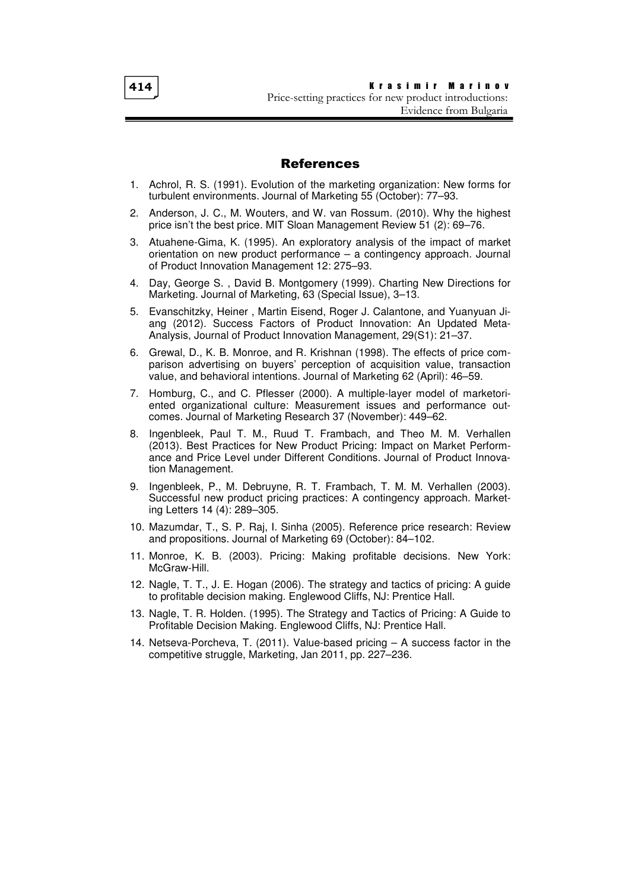## References

1. Achrol, R. S. (1991). Evolution of the marketing organization: New forms for turbulent environments. Journal of Marketing 55 (October): 77–93.
2. Anderson, J. C., M. Wouters, and W. van Rossum. (2010). Why the highest price isn't the best price. MIT Sloan Management Review 51 (2): 69–76.
3. Atuahene-Gima, K. (1995). An exploratory analysis of the impact of market orientation on new product performance – a contingency approach. Journal of Product Innovation Management 12: 275–93.
4. Day, George S. , David B. Montgomery (1999). Charting New Directions for Marketing. Journal of Marketing, 63 (Special Issue), 3–13.
5. Evanschitzky, Heiner , Martin Eisend, Roger J. Calantone, and Yuanyuan Jiang (2012). Success Factors of Product Innovation: An Updated Meta-Analysis, Journal of Product Innovation Management, 29(S1): 21–37.
6. Grewal, D., K. B. Monroe, and R. Krishnan (1998). The effects of price comparison advertising on buyers' perception of acquisition value, transaction value, and behavioral intentions. Journal of Marketing 62 (April): 46–59.
7. Homburg, C., and C. Pflesser (2000). A multiple-layer model of marketoriented organizational culture: Measurement issues and performance outcomes. Journal of Marketing Research 37 (November): 449–62.
8. Ingenbleek, Paul T. M., Ruud T. Frambach, and Theo M. M. Verhallen (2013). Best Practices for New Product Pricing: Impact on Market Performance and Price Level under Different Conditions. Journal of Product Innovation Management.
9. Ingenbleek, P., M. Debruyne, R. T. Frambach, T. M. M. Verhallen (2003). Successful new product pricing practices: A contingency approach. Marketing Letters 14 (4): 289–305.
10. Mazumdar, T., S. P. Raj, I. Sinha (2005). Reference price research: Review and propositions. Journal of Marketing 69 (October): 84–102.
11. Monroe, K. B. (2003). Pricing: Making profitable decisions. New York: McGraw-Hill.
12. Nagle, T. T., J. E. Hogan (2006). The strategy and tactics of pricing: A guide to profitable decision making. Englewood Cliffs, NJ: Prentice Hall.
13. Nagle, T. R. Holden. (1995). The Strategy and Tactics of Pricing: A Guide to Profitable Decision Making. Englewood Cliffs, NJ: Prentice Hall.
14. Netseva-Porcheva, T. (2011). Value-based pricing – A success factor in the competitive struggle, Marketing, Jan 2011, pp. 227–236.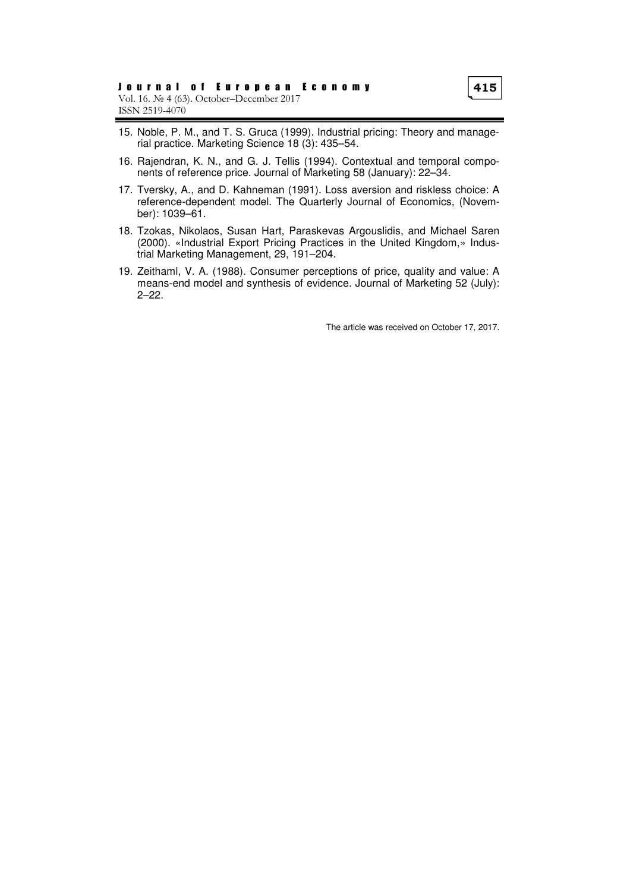15. Noble, P. M., and T. S. Gruca (1999). Industrial pricing: Theory and managerial practice. Marketing Science 18 (3): 435–54.
16. Rajendran, K. N., and G. J. Tellis (1994). Contextual and temporal components of reference price. Journal of Marketing 58 (January): 22–34.
17. Tversky, A., and D. Kahneman (1991). Loss aversion and riskless choice: A reference-dependent model. The Quarterly Journal of Economics, (November): 1039–61.
18. Tzokas, Nikolaos, Susan Hart, Paraskevas Argouslidis, and Michael Saren (2000). «Industrial Export Pricing Practices in the United Kingdom,» Industrial Marketing Management, 29, 191–204.
19. Zeithaml, V. A. (1988). Consumer perceptions of price, quality and value: A means-end model and synthesis of evidence. Journal of Marketing 52 (July): 2–22.

The article was received on October 17, 2017.